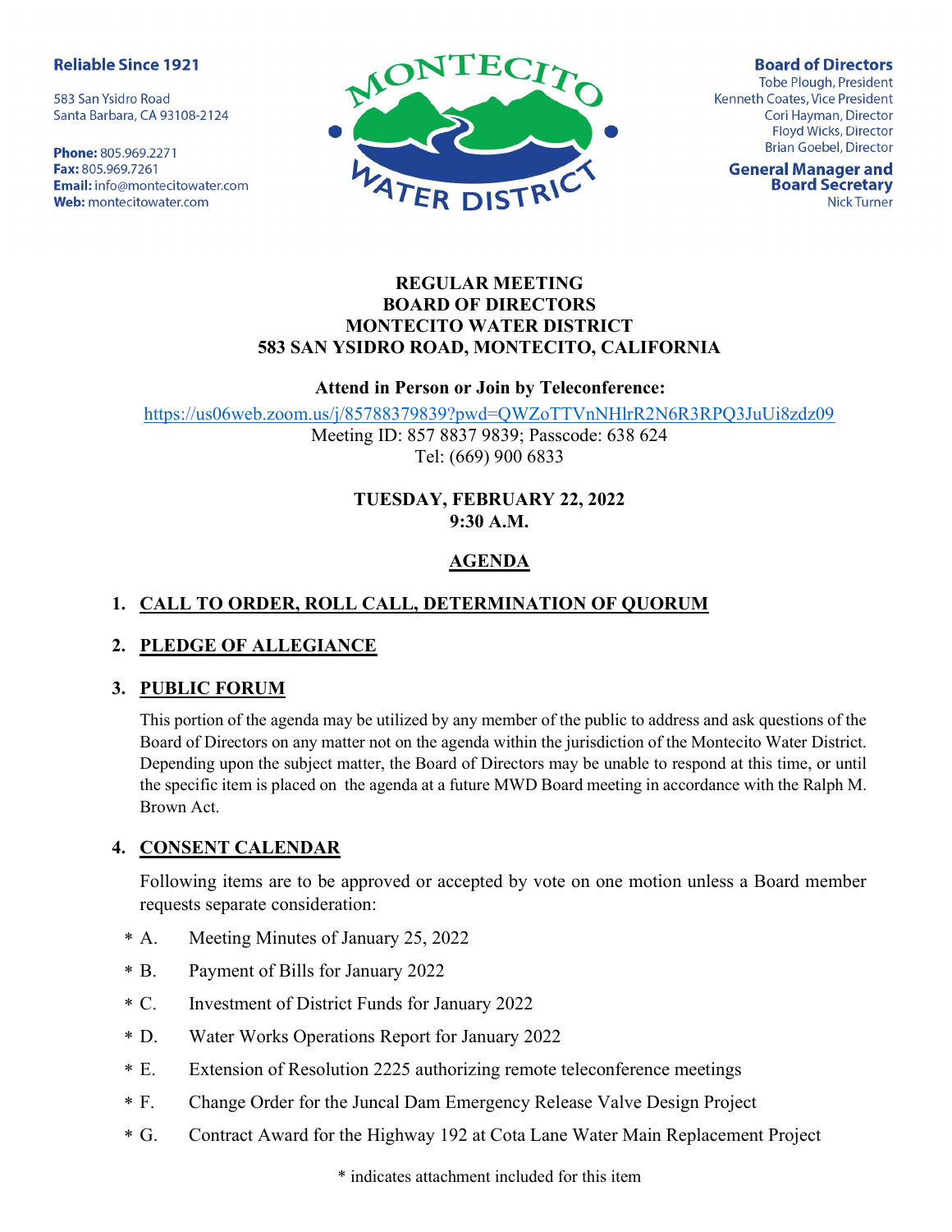**Reliable Since 1921**

583 San Ysidro Road
Santa Barbara, CA 93108-2124

**Phone:** 805.969.2271
**Fax:** 805.969.7261
**Email:** info@montecitowater.com
**Web:** montecitowater.com

MONTECITO WATER DISTRICT

**Board of Directors**
Tobe Plough, President
Kenneth Coates, Vice President
Cori Hayman, Director
Floyd Wicks, Director
Brian Goebel, Director

**General Manager and Board Secretary**
Nick Turner

**REGULAR MEETING**
**BOARD OF DIRECTORS**
**MONTECITO WATER DISTRICT**
**583 SAN YSIDRO ROAD, MONTECITO, CALIFORNIA**

**Attend in Person or Join by Teleconference:**

https://us06web.zoom.us/j/85788379839?pwd=QWZoTTVnNHlrR2N6R3RPQ3JuUi8zdz09
Meeting ID: 857 8837 9839; Passcode: 638 624
Tel: (669) 900 6833

**TUESDAY, FEBRUARY 22, 2022**
**9:30 A.M.**

# AGENDA

## 1. CALL TO ORDER, ROLL CALL, DETERMINATION OF QUORUM

## 2. PLEDGE OF ALLEGIANCE

## 3. PUBLIC FORUM

This portion of the agenda may be utilized by any member of the public to address and ask questions of the Board of Directors on any matter not on the agenda within the jurisdiction of the Montecito Water District. Depending upon the subject matter, the Board of Directors may be unable to respond at this time, or until the specific item is placed on the agenda at a future MWD Board meeting in accordance with the Ralph M. Brown Act.

## 4. CONSENT CALENDAR

Following items are to be approved or accepted by vote on one motion unless a Board member requests separate consideration:

* A. Meeting Minutes of January 25, 2022
* B. Payment of Bills for January 2022
* C. Investment of District Funds for January 2022
* D. Water Works Operations Report for January 2022
* E. Extension of Resolution 2225 authorizing remote teleconference meetings
* F. Change Order for the Juncal Dam Emergency Release Valve Design Project
* G. Contract Award for the Highway 192 at Cota Lane Water Main Replacement Project

\* indicates attachment included for this item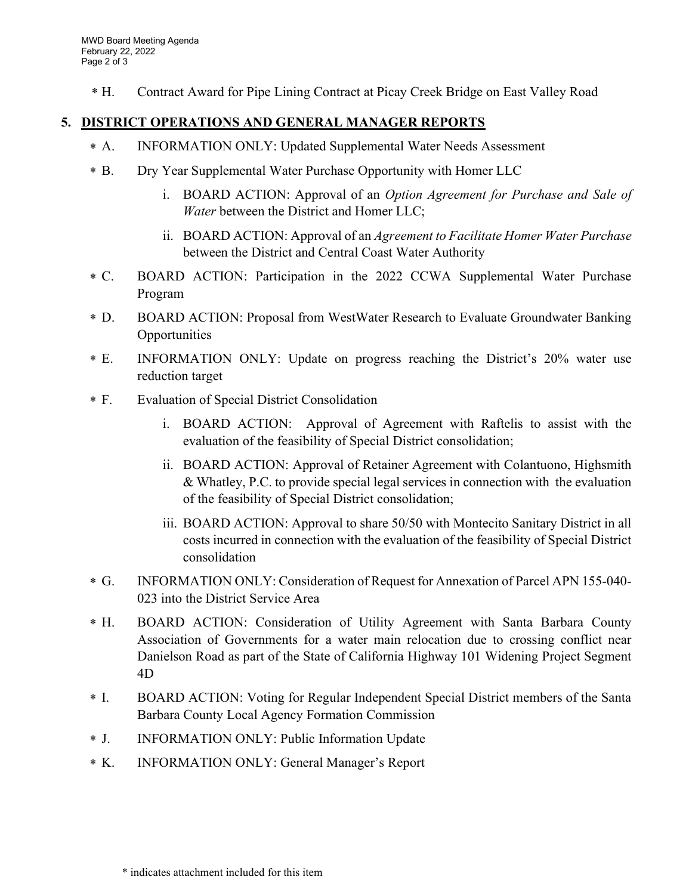∗ H. Contract Award for Pipe Lining Contract at Picay Creek Bridge on East Valley Road

## 5. DISTRICT OPERATIONS AND GENERAL MANAGER REPORTS

∗ A. INFORMATION ONLY: Updated Supplemental Water Needs Assessment

∗ B. Dry Year Supplemental Water Purchase Opportunity with Homer LLC

  i. BOARD ACTION: Approval of an *Option Agreement for Purchase and Sale of Water* between the District and Homer LLC;

  ii. BOARD ACTION: Approval of an *Agreement to Facilitate Homer Water Purchase* between the District and Central Coast Water Authority

∗ C. BOARD ACTION: Participation in the 2022 CCWA Supplemental Water Purchase Program

∗ D. BOARD ACTION: Proposal from WestWater Research to Evaluate Groundwater Banking Opportunities

∗ E. INFORMATION ONLY: Update on progress reaching the District's 20% water use reduction target

∗ F. Evaluation of Special District Consolidation

  i. BOARD ACTION: Approval of Agreement with Raftelis to assist with the evaluation of the feasibility of Special District consolidation;

  ii. BOARD ACTION: Approval of Retainer Agreement with Colantuono, Highsmith & Whatley, P.C. to provide special legal services in connection with the evaluation of the feasibility of Special District consolidation;

  iii. BOARD ACTION: Approval to share 50/50 with Montecito Sanitary District in all costs incurred in connection with the evaluation of the feasibility of Special District consolidation

∗ G. INFORMATION ONLY: Consideration of Request for Annexation of Parcel APN 155-040-023 into the District Service Area

∗ H. BOARD ACTION: Consideration of Utility Agreement with Santa Barbara County Association of Governments for a water main relocation due to crossing conflict near Danielson Road as part of the State of California Highway 101 Widening Project Segment 4D

∗ I. BOARD ACTION: Voting for Regular Independent Special District members of the Santa Barbara County Local Agency Formation Commission

∗ J. INFORMATION ONLY: Public Information Update

∗ K. INFORMATION ONLY: General Manager's Report

\* indicates attachment included for this item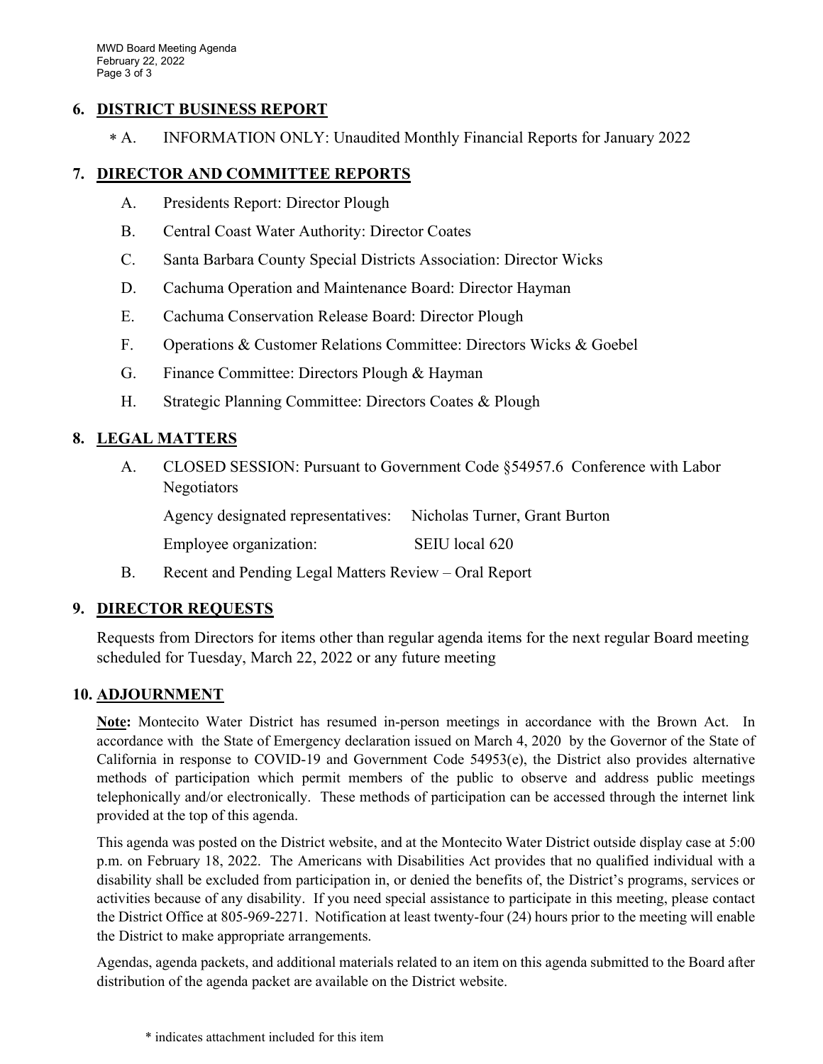## 6. DISTRICT BUSINESS REPORT

* A. INFORMATION ONLY: Unaudited Monthly Financial Reports for January 2022

## 7. DIRECTOR AND COMMITTEE REPORTS

A. Presidents Report: Director Plough

B. Central Coast Water Authority: Director Coates

C. Santa Barbara County Special Districts Association: Director Wicks

D. Cachuma Operation and Maintenance Board: Director Hayman

E. Cachuma Conservation Release Board: Director Plough

F. Operations & Customer Relations Committee: Directors Wicks & Goebel

G. Finance Committee: Directors Plough & Hayman

H. Strategic Planning Committee: Directors Coates & Plough

## 8. LEGAL MATTERS

A. CLOSED SESSION: Pursuant to Government Code §54957.6 Conference with Labor Negotiators

Agency designated representatives: Nicholas Turner, Grant Burton

Employee organization: SEIU local 620

B. Recent and Pending Legal Matters Review – Oral Report

## 9. DIRECTOR REQUESTS

Requests from Directors for items other than regular agenda items for the next regular Board meeting scheduled for Tuesday, March 22, 2022 or any future meeting

## 10. ADJOURNMENT

**Note:** Montecito Water District has resumed in-person meetings in accordance with the Brown Act. In accordance with the State of Emergency declaration issued on March 4, 2020 by the Governor of the State of California in response to COVID-19 and Government Code 54953(e), the District also provides alternative methods of participation which permit members of the public to observe and address public meetings telephonically and/or electronically. These methods of participation can be accessed through the internet link provided at the top of this agenda.

This agenda was posted on the District website, and at the Montecito Water District outside display case at 5:00 p.m. on February 18, 2022. The Americans with Disabilities Act provides that no qualified individual with a disability shall be excluded from participation in, or denied the benefits of, the District's programs, services or activities because of any disability. If you need special assistance to participate in this meeting, please contact the District Office at 805-969-2271. Notification at least twenty-four (24) hours prior to the meeting will enable the District to make appropriate arrangements.

Agendas, agenda packets, and additional materials related to an item on this agenda submitted to the Board after distribution of the agenda packet are available on the District website.

* indicates attachment included for this item